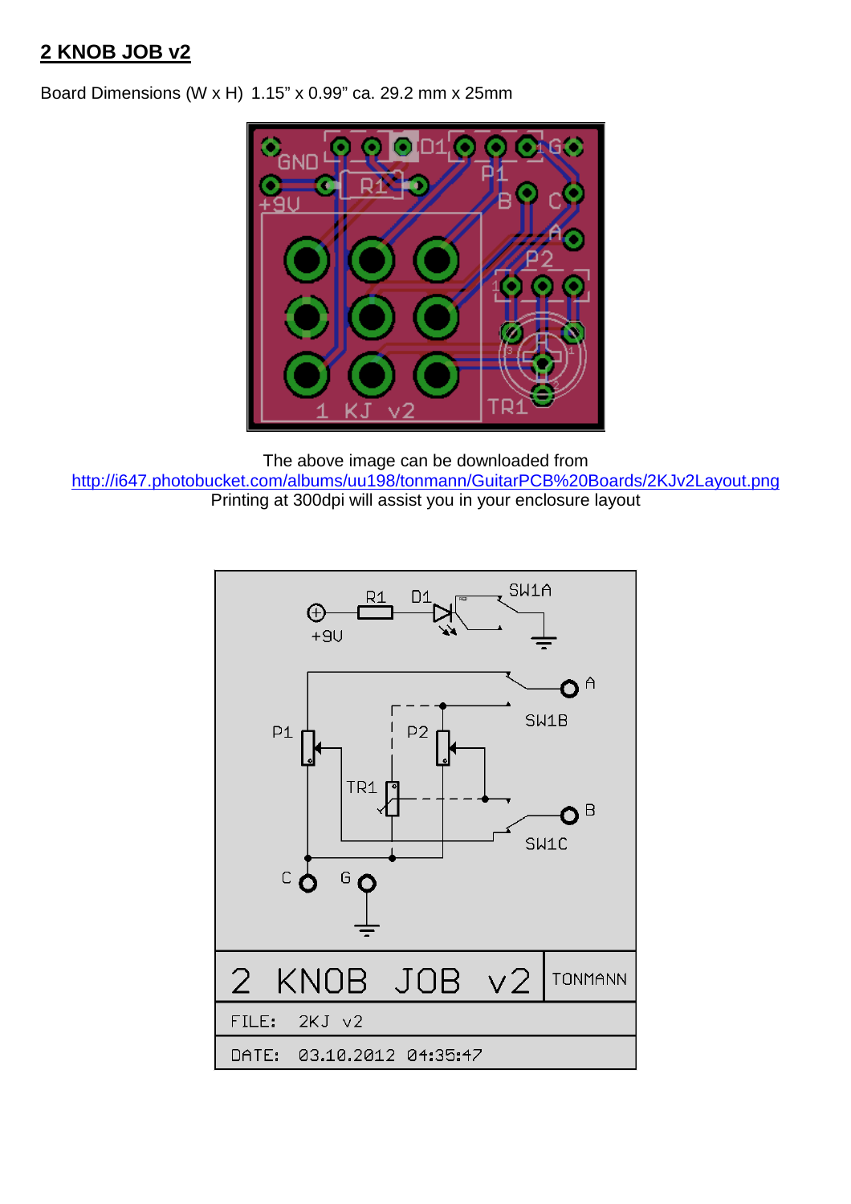## 2 KNOB JOB v2

Board Dimensions (W x H) 1.15" x 0.99" ca. 29.2 mm x 25mm

The above image can be downloaded from
http://i647.photobucket.com/albums/uu198/tonmann/GuitarPCB%20Boards/2KJv2Layout.png
Printing at 300dpi will assist you in your enclosure layout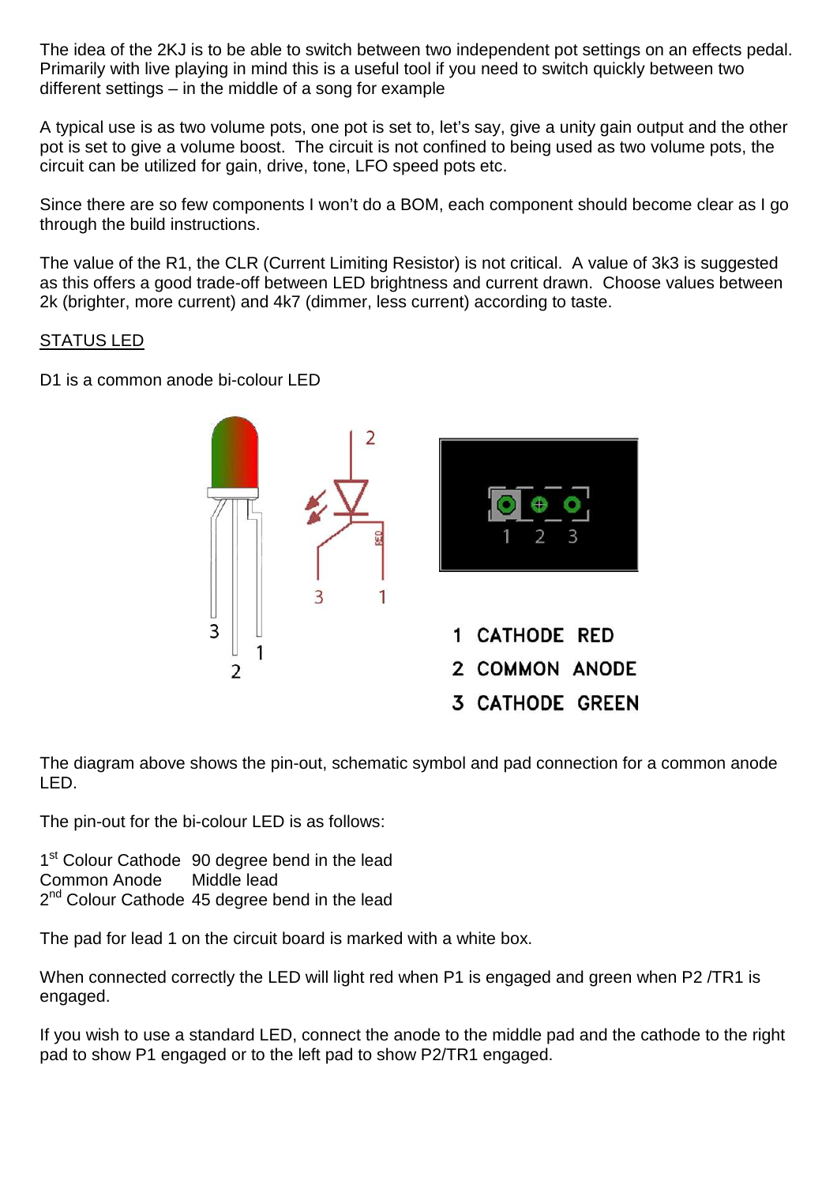The idea of the 2KJ is to be able to switch between two independent pot settings on an effects pedal. Primarily with live playing in mind this is a useful tool if you need to switch quickly between two different settings – in the middle of a song for example

A typical use is as two volume pots, one pot is set to, let's say, give a unity gain output and the other pot is set to give a volume boost. The circuit is not confined to being used as two volume pots, the circuit can be utilized for gain, drive, tone, LFO speed pots etc.

Since there are so few components I won't do a BOM, each component should become clear as I go through the build instructions.

The value of the R1, the CLR (Current Limiting Resistor) is not critical. A value of 3k3 is suggested as this offers a good trade-off between LED brightness and current drawn. Choose values between 2k (brighter, more current) and 4k7 (dimmer, less current) according to taste.

## STATUS LED

D1 is a common anode bi-colour LED

1 CATHODE RED
2 COMMON ANODE
3 CATHODE GREEN

The diagram above shows the pin-out, schematic symbol and pad connection for a common anode LED.

The pin-out for the bi-colour LED is as follows:

| | |
|---|---|
| 1st Colour Cathode | 90 degree bend in the lead |
| Common Anode | Middle lead |
| 2nd Colour Cathode | 45 degree bend in the lead |

The pad for lead 1 on the circuit board is marked with a white box.

When connected correctly the LED will light red when P1 is engaged and green when P2 /TR1 is engaged.

If you wish to use a standard LED, connect the anode to the middle pad and the cathode to the right pad to show P1 engaged or to the left pad to show P2/TR1 engaged.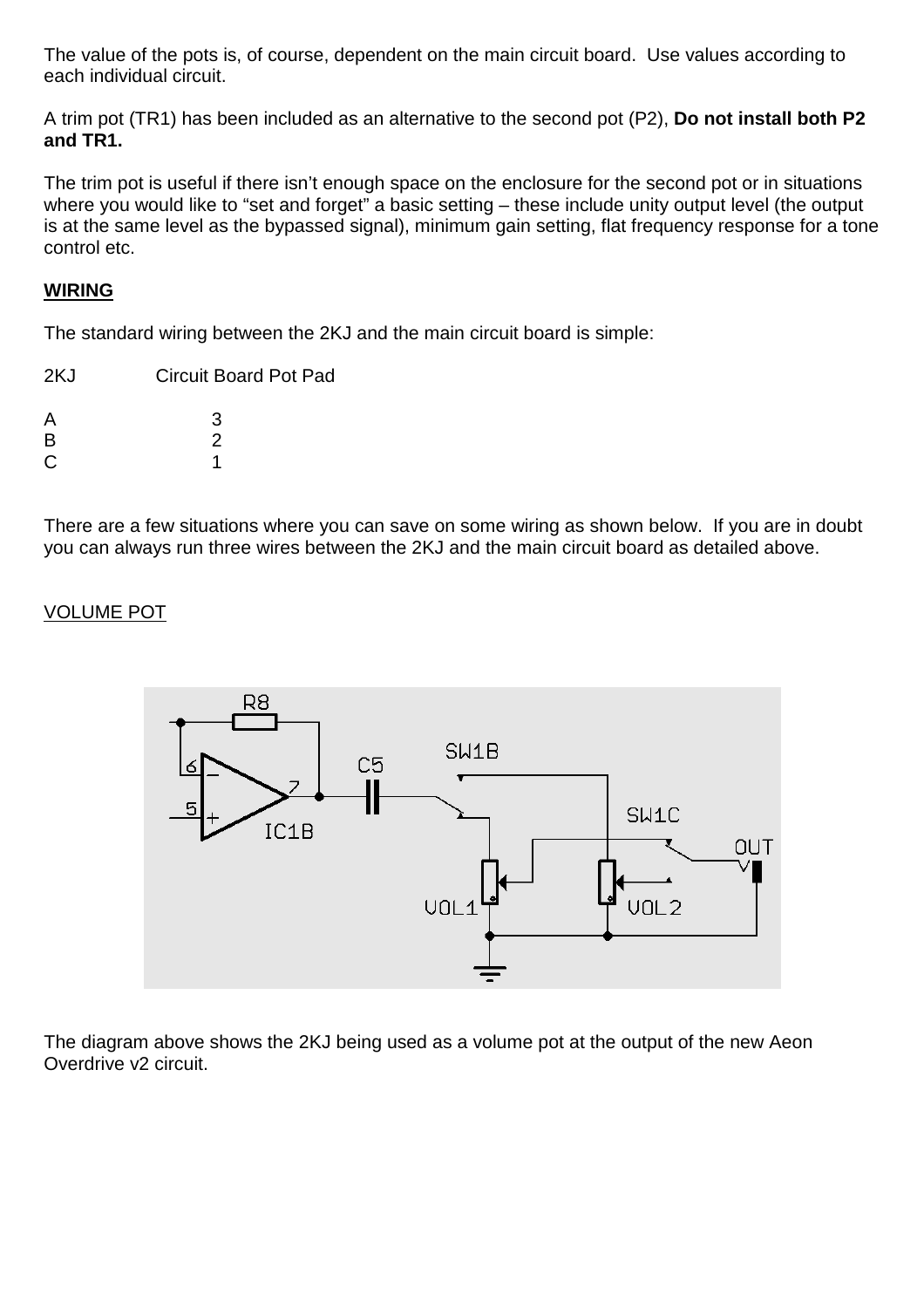The value of the pots is, of course, dependent on the main circuit board. Use values according to each individual circuit.

A trim pot (TR1) has been included as an alternative to the second pot (P2), **Do not install both P2 and TR1.**

The trim pot is useful if there isn't enough space on the enclosure for the second pot or in situations where you would like to "set and forget" a basic setting – these include unity output level (the output is at the same level as the bypassed signal), minimum gain setting, flat frequency response for a tone control etc.

**WIRING**

The standard wiring between the 2KJ and the main circuit board is simple:

| 2KJ | Circuit Board Pot Pad |
|---|---|
| A | 3 |
| B | 2 |
| C | 1 |

There are a few situations where you can save on some wiring as shown below. If you are in doubt you can always run three wires between the 2KJ and the main circuit board as detailed above.

VOLUME POT

The diagram above shows the 2KJ being used as a volume pot at the output of the new Aeon Overdrive v2 circuit.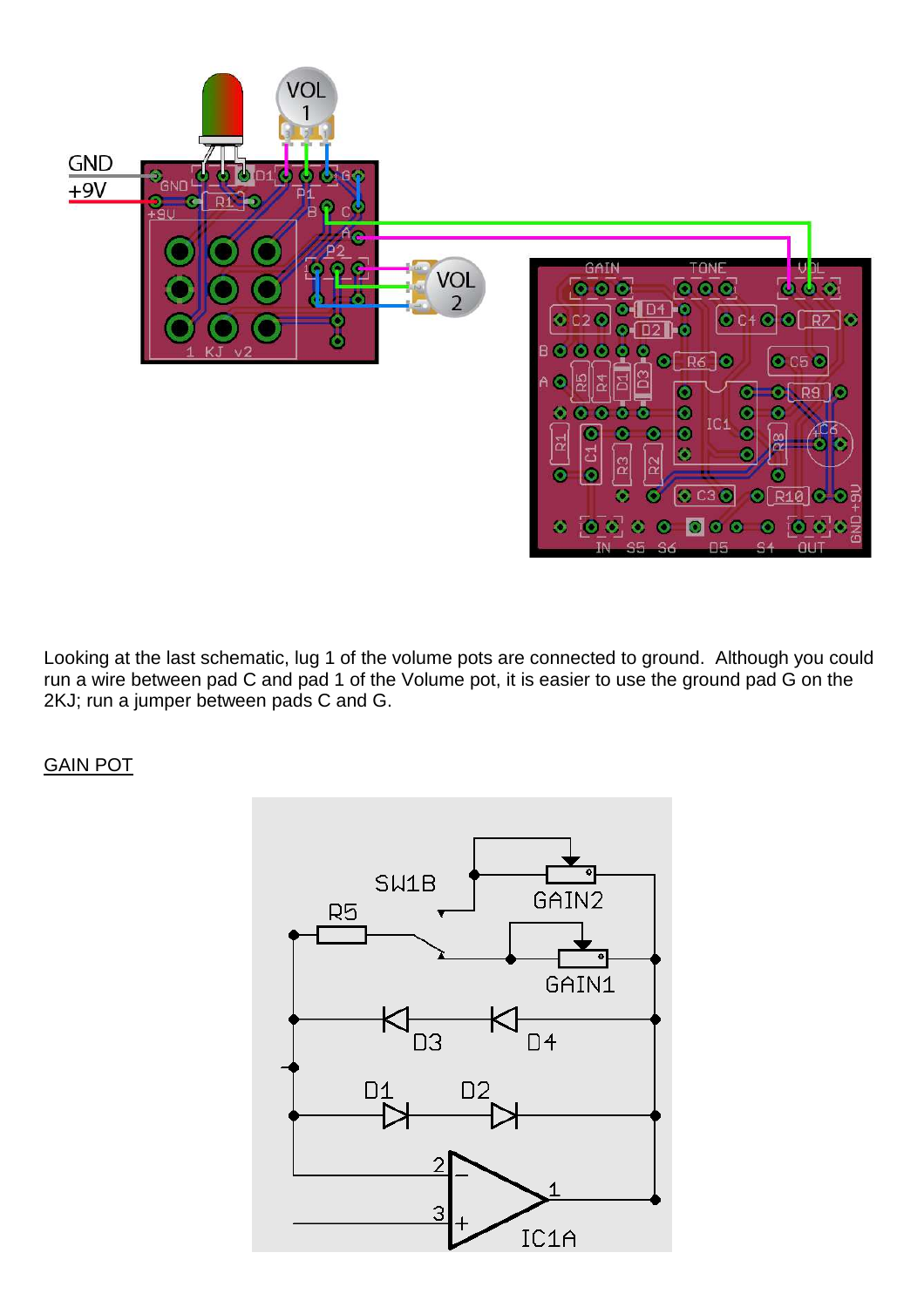Looking at the last schematic, lug 1 of the volume pots are connected to ground. Although you could run a wire between pad C and pad 1 of the Volume pot, it is easier to use the ground pad G on the 2KJ; run a jumper between pads C and G.

GAIN POT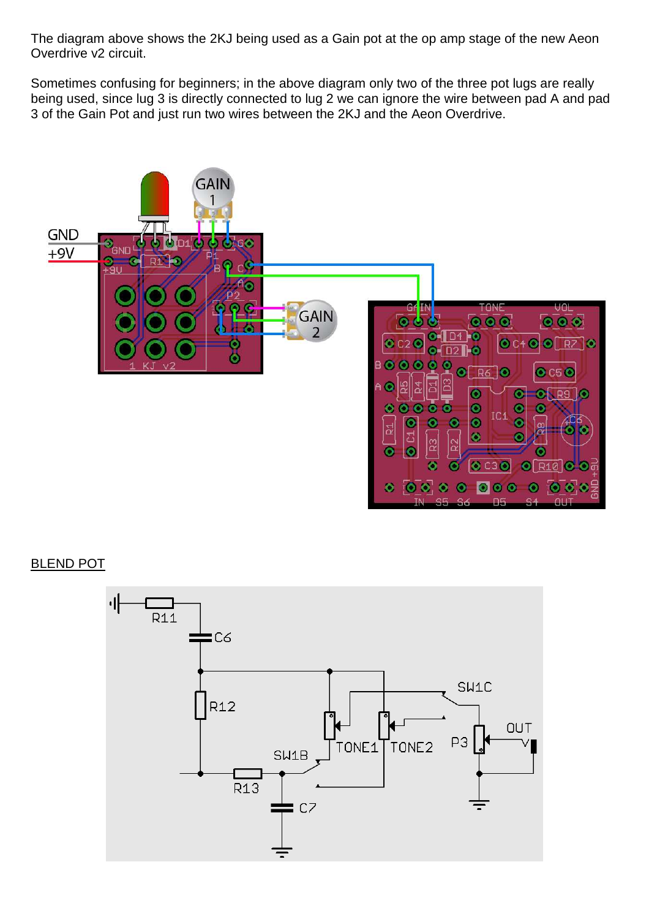The diagram above shows the 2KJ being used as a Gain pot at the op amp stage of the new Aeon Overdrive v2 circuit.

Sometimes confusing for beginners; in the above diagram only two of the three pot lugs are really being used, since lug 3 is directly connected to lug 2 we can ignore the wire between pad A and pad 3 of the Gain Pot and just run two wires between the 2KJ and the Aeon Overdrive.

BLEND POT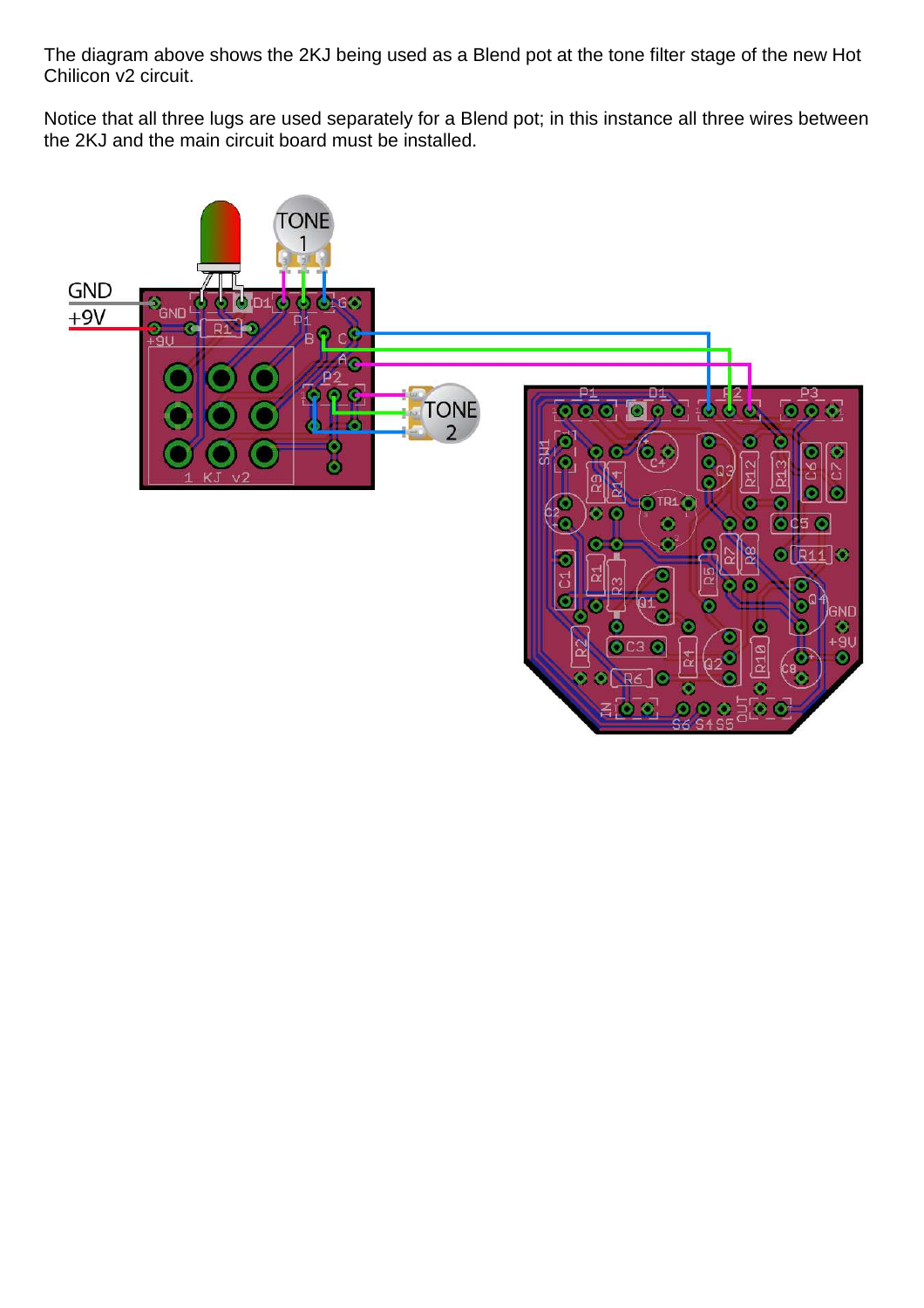The diagram above shows the 2KJ being used as a Blend pot at the tone filter stage of the new Hot Chilicon v2 circuit.

Notice that all three lugs are used separately for a Blend pot; in this instance all three wires between the 2KJ and the main circuit board must be installed.